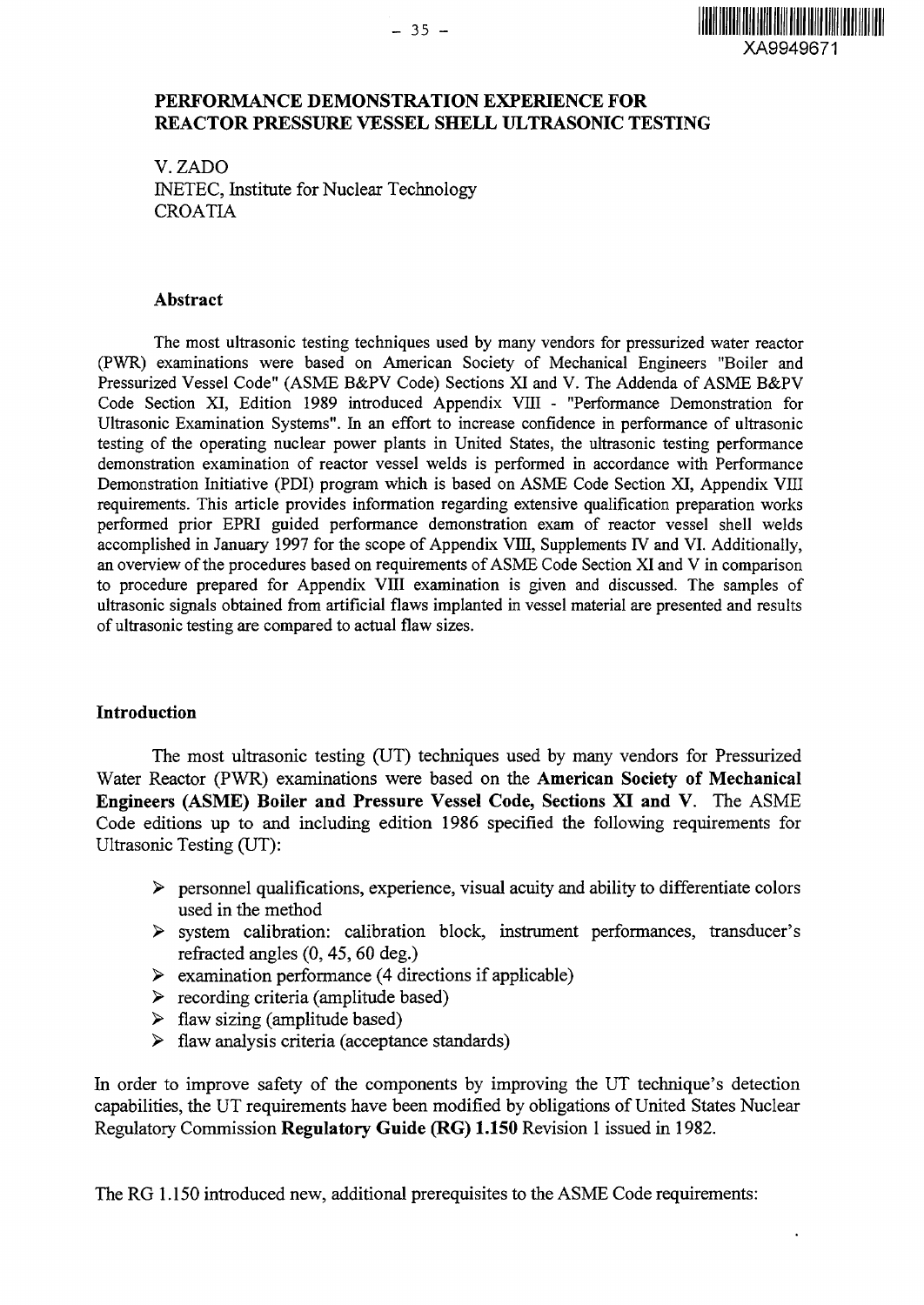# PERFORMANCE DEMONSTRATION EXPERIENCE FOR REACTOR PRESSURE VESSEL SHELL ULTRASONIC TESTING

V. ZADO
INETEC, Institute for Nuclear Technology
CROATIA

### Abstract

The most ultrasonic testing techniques used by many vendors for pressurized water reactor (PWR) examinations were based on American Society of Mechanical Engineers "Boiler and Pressurized Vessel Code" (ASME B&PV Code) Sections XI and V. The Addenda of ASME B&PV Code Section XI, Edition 1989 introduced Appendix VIII - "Performance Demonstration for Ultrasonic Examination Systems". In an effort to increase confidence in performance of ultrasonic testing of the operating nuclear power plants in United States, the ultrasonic testing performance demonstration examination of reactor vessel welds is performed in accordance with Performance Demonstration Initiative (PDI) program which is based on ASME Code Section XI, Appendix VIII requirements. This article provides information regarding extensive qualification preparation works performed prior EPRI guided performance demonstration exam of reactor vessel shell welds accomplished in January 1997 for the scope of Appendix VIII, Supplements IV and VI. Additionally, an overview of the procedures based on requirements of ASME Code Section XI and V in comparison to procedure prepared for Appendix VIII examination is given and discussed. The samples of ultrasonic signals obtained from artificial flaws implanted in vessel material are presented and results of ultrasonic testing are compared to actual flaw sizes.

### Introduction

The most ultrasonic testing (UT) techniques used by many vendors for Pressurized Water Reactor (PWR) examinations were based on the **American Society of Mechanical Engineers (ASME) Boiler and Pressure Vessel Code, Sections XI and V.** The ASME Code editions up to and including edition 1986 specified the following requirements for Ultrasonic Testing (UT):

- personnel qualifications, experience, visual acuity and ability to differentiate colors used in the method
- system calibration: calibration block, instrument performances, transducer's refracted angles (0, 45, 60 deg.)
- examination performance (4 directions if applicable)
- recording criteria (amplitude based)
- flaw sizing (amplitude based)
- flaw analysis criteria (acceptance standards)

In order to improve safety of the components by improving the UT technique's detection capabilities, the UT requirements have been modified by obligations of United States Nuclear Regulatory Commission **Regulatory Guide (RG) 1.150** Revision 1 issued in 1982.

The RG 1.150 introduced new, additional prerequisites to the ASME Code requirements: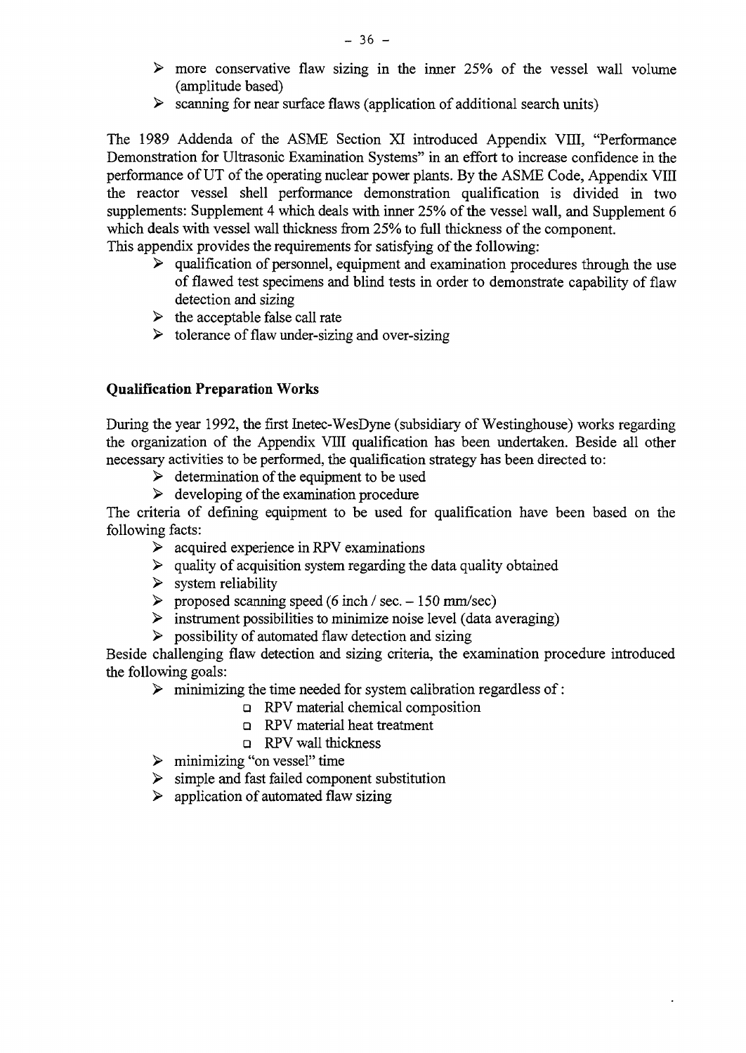- more conservative flaw sizing in the inner 25% of the vessel wall volume (amplitude based)
- scanning for near surface flaws (application of additional search units)

The 1989 Addenda of the ASME Section XI introduced Appendix VIII, "Performance Demonstration for Ultrasonic Examination Systems" in an effort to increase confidence in the performance of UT of the operating nuclear power plants. By the ASME Code, Appendix VIII the reactor vessel shell performance demonstration qualification is divided in two supplements: Supplement 4 which deals with inner 25% of the vessel wall, and Supplement 6 which deals with vessel wall thickness from 25% to full thickness of the component.
This appendix provides the requirements for satisfying of the following:

- qualification of personnel, equipment and examination procedures through the use of flawed test specimens and blind tests in order to demonstrate capability of flaw detection and sizing
- the acceptable false call rate
- tolerance of flaw under-sizing and over-sizing

## Qualification Preparation Works

During the year 1992, the first Inetec-WesDyne (subsidiary of Westinghouse) works regarding the organization of the Appendix VIII qualification has been undertaken. Beside all other necessary activities to be performed, the qualification strategy has been directed to:

- determination of the equipment to be used
- developing of the examination procedure

The criteria of defining equipment to be used for qualification have been based on the following facts:

- acquired experience in RPV examinations
- quality of acquisition system regarding the data quality obtained
- system reliability
- proposed scanning speed (6 inch / sec. – 150 mm/sec)
- instrument possibilities to minimize noise level (data averaging)
- possibility of automated flaw detection and sizing

Beside challenging flaw detection and sizing criteria, the examination procedure introduced the following goals:

- minimizing the time needed for system calibration regardless of :
  - RPV material chemical composition
  - RPV material heat treatment
  - RPV wall thickness
- minimizing "on vessel" time
- simple and fast failed component substitution
- application of automated flaw sizing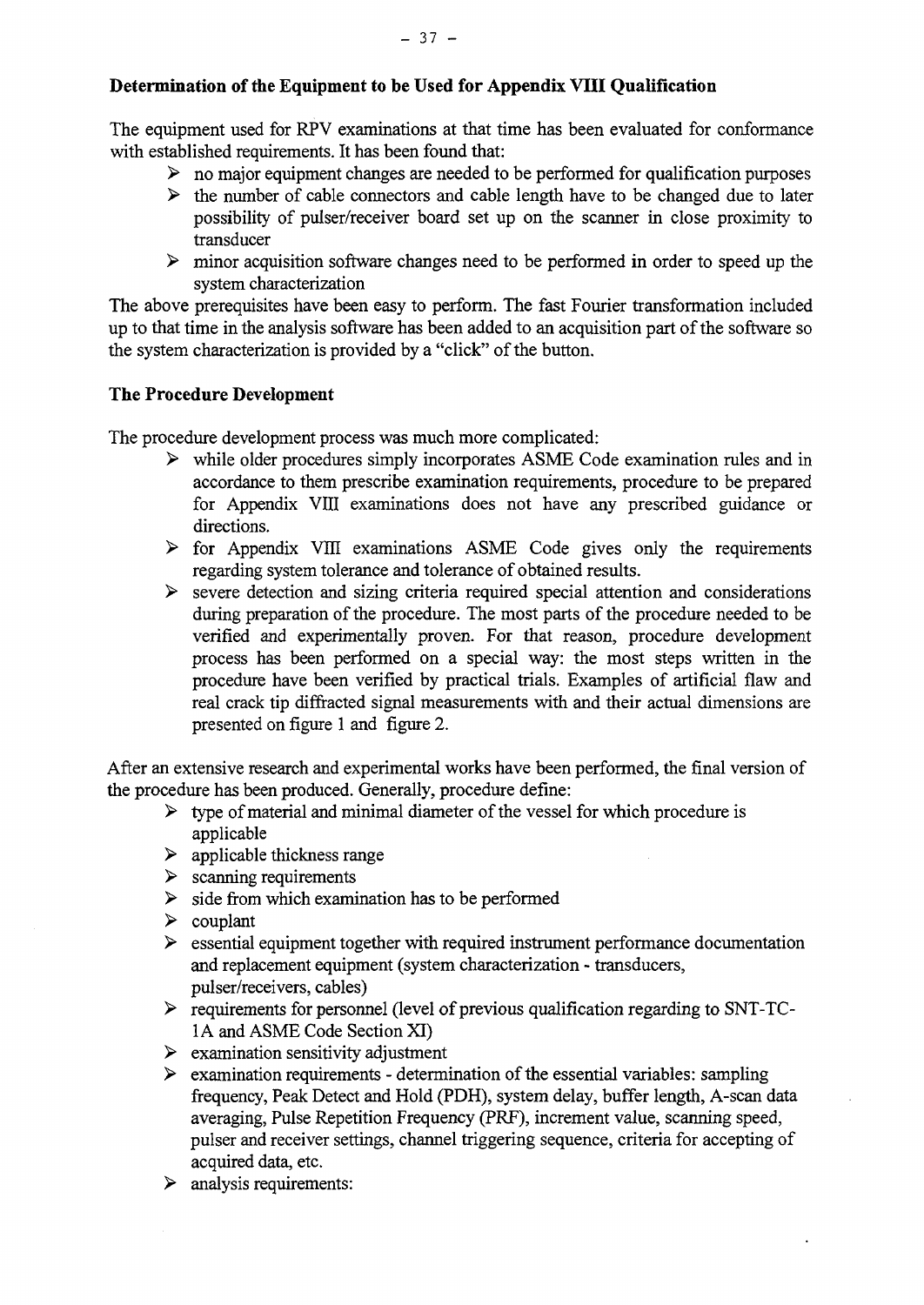## Determination of the Equipment to be Used for Appendix VIII Qualification

The equipment used for RPV examinations at that time has been evaluated for conformance with established requirements. It has been found that:

- no major equipment changes are needed to be performed for qualification purposes
- the number of cable connectors and cable length have to be changed due to later possibility of pulser/receiver board set up on the scanner in close proximity to transducer
- minor acquisition software changes need to be performed in order to speed up the system characterization

The above prerequisites have been easy to perform. The fast Fourier transformation included up to that time in the analysis software has been added to an acquisition part of the software so the system characterization is provided by a "click" of the button.

## The Procedure Development

The procedure development process was much more complicated:

- while older procedures simply incorporates ASME Code examination rules and in accordance to them prescribe examination requirements, procedure to be prepared for Appendix VIII examinations does not have any prescribed guidance or directions.
- for Appendix VIII examinations ASME Code gives only the requirements regarding system tolerance and tolerance of obtained results.
- severe detection and sizing criteria required special attention and considerations during preparation of the procedure. The most parts of the procedure needed to be verified and experimentally proven. For that reason, procedure development process has been performed on a special way: the most steps written in the procedure have been verified by practical trials. Examples of artificial flaw and real crack tip diffracted signal measurements with and their actual dimensions are presented on figure 1 and figure 2.

After an extensive research and experimental works have been performed, the final version of the procedure has been produced. Generally, procedure define:

- type of material and minimal diameter of the vessel for which procedure is applicable
- applicable thickness range
- scanning requirements
- side from which examination has to be performed
- couplant
- essential equipment together with required instrument performance documentation and replacement equipment (system characterization - transducers, pulser/receivers, cables)
- requirements for personnel (level of previous qualification regarding to SNT-TC-1A and ASME Code Section XI)
- examination sensitivity adjustment
- examination requirements - determination of the essential variables: sampling frequency, Peak Detect and Hold (PDH), system delay, buffer length, A-scan data averaging, Pulse Repetition Frequency (PRF), increment value, scanning speed, pulser and receiver settings, channel triggering sequence, criteria for accepting of acquired data, etc.
- analysis requirements: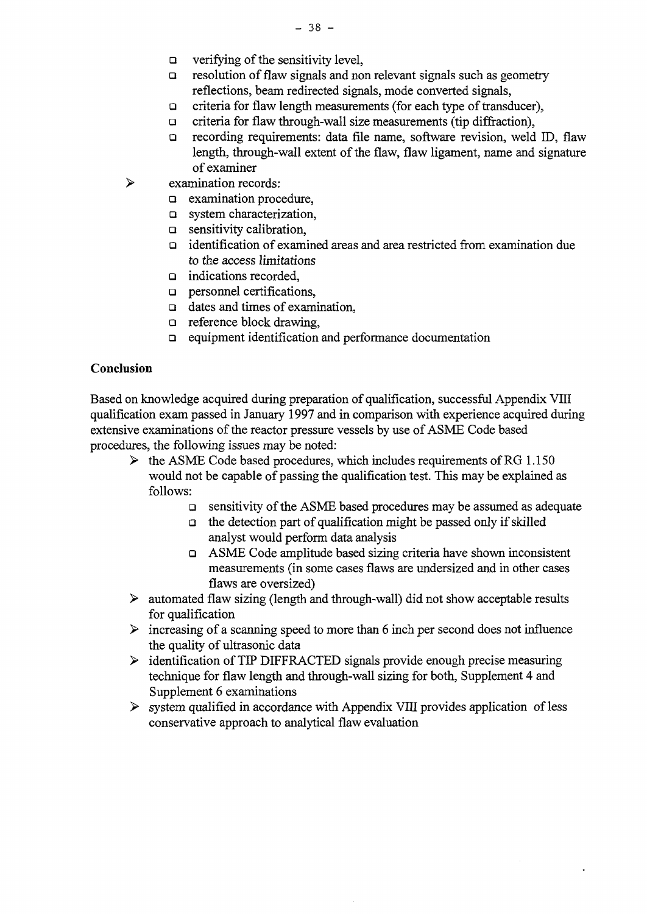- verifying of the sensitivity level,
- resolution of flaw signals and non relevant signals such as geometry reflections, beam redirected signals, mode converted signals,
- criteria for flaw length measurements (for each type of transducer),
- criteria for flaw through-wall size measurements (tip diffraction),
- recording requirements: data file name, software revision, weld ID, flaw length, through-wall extent of the flaw, flaw ligament, name and signature of examiner

- examination records:
  - examination procedure,
  - system characterization,
  - sensitivity calibration,
  - identification of examined areas and area restricted from examination due *to the access limitations*
  - indications recorded,
  - personnel certifications,
  - dates and times of examination,
  - reference block drawing,
  - equipment identification and performance documentation

**Conclusion**

Based on knowledge acquired during preparation of qualification, successful Appendix VIII qualification exam passed in January 1997 and in comparison with experience acquired during extensive examinations of the reactor pressure vessels by use of ASME Code based procedures, the following issues may be noted:

- the ASME Code based procedures, which includes requirements of RG 1.150 would not be capable of passing the qualification test. This may be explained as follows:
  - sensitivity of the ASME based procedures may be assumed as adequate
  - the detection part of qualification might be passed only if skilled analyst would perform data analysis
  - ASME Code amplitude based sizing criteria have shown inconsistent measurements (in some cases flaws are undersized and in other cases flaws are oversized)
- automated flaw sizing (length and through-wall) did not show acceptable results for qualification
- increasing of a scanning speed to more than 6 inch per second does not influence the quality of ultrasonic data
- identification of TIP DIFFRACTED signals provide enough precise measuring technique for flaw length and through-wall sizing for both, Supplement 4 and Supplement 6 examinations
- system qualified in accordance with Appendix VIII provides application of less conservative approach to analytical flaw evaluation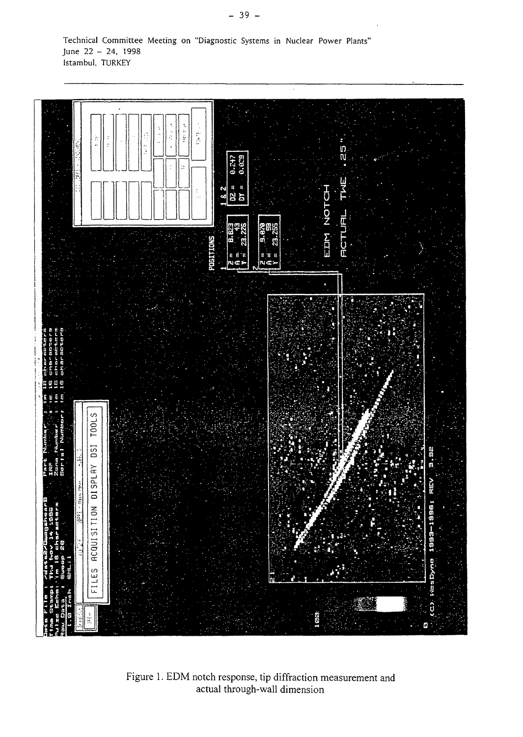Technical Committee Meeting on "Diagnostic Systems in Nuclear Power Plants"
June 22 – 24, 1998
Istanbul, TURKEY

Figure 1. EDM notch response, tip diffraction measurement and actual through-wall dimension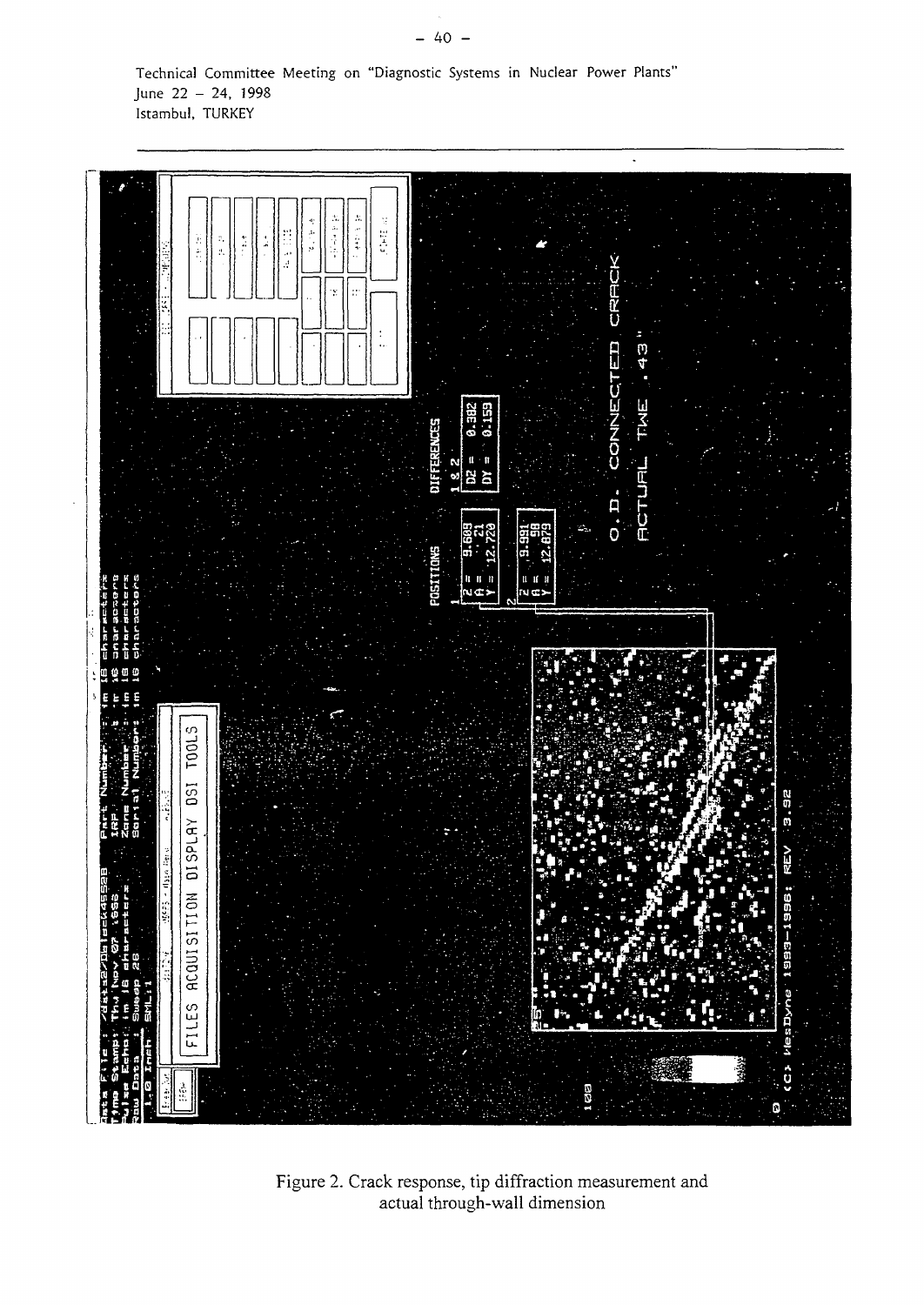FILES ACQUISITION DISPLAY DSI TOOLS

POSITIONS

1

Z = 9.689
A = 21
Y = 12.720

2

Z = 9.991
A = 90
Y = 12.879

DIFFERENCES

1 & 2

DZ = 0.302
DY = 0.159

O.D. CONNECTED CRACK

ACTUAL TWE .43"

(C) WesDyne 1993-1996: REV 3.92

Figure 2. Crack response, tip diffraction measurement and actual through-wall dimension